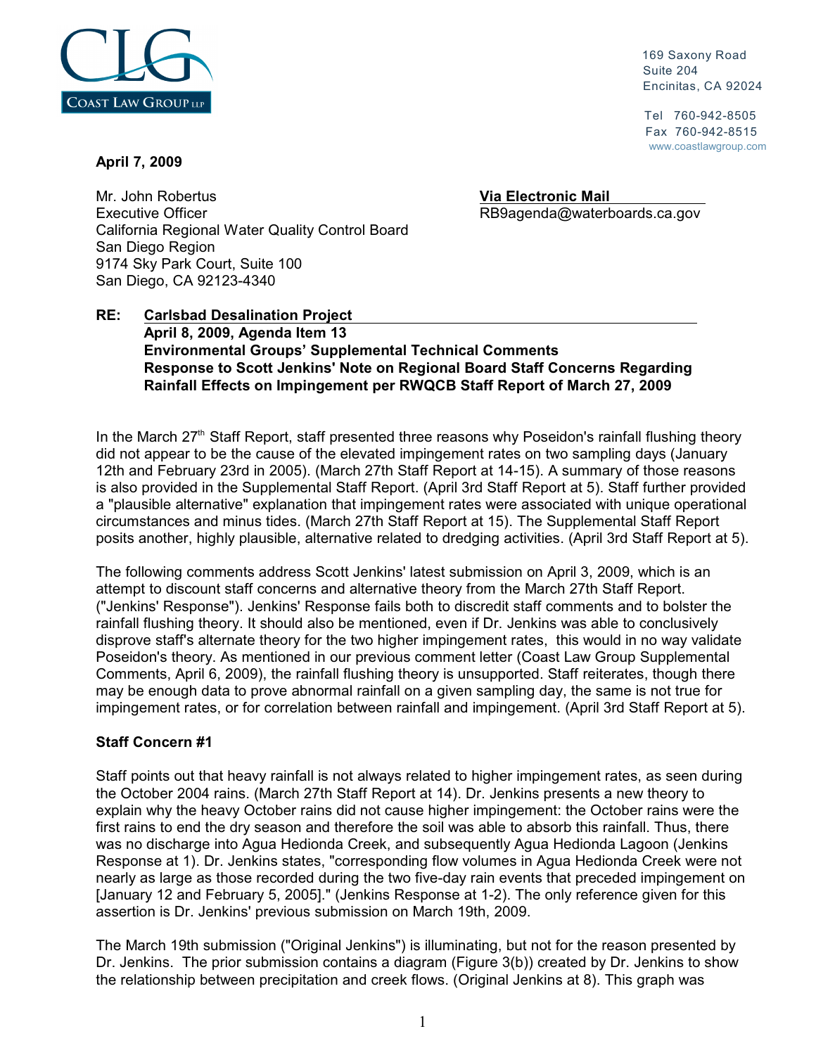**COAST LAW GROUP LLP**

169 Saxony Road
Suite 204
Encinitas, CA 92024

Tel 760-942-8505
Fax 760-942-8515
www.coastlawgroup.com

**April 7, 2009**

Mr. John Robertus
Executive Officer
California Regional Water Quality Control Board
San Diego Region
9174 Sky Park Court, Suite 100
San Diego, CA 92123-4340

**Via Electronic Mail**
RB9agenda@waterboards.ca.gov

**RE: Carlsbad Desalination Project**
**April 8, 2009, Agenda Item 13**
**Environmental Groups' Supplemental Technical Comments**
**Response to Scott Jenkins' Note on Regional Board Staff Concerns Regarding Rainfall Effects on Impingement per RWQCB Staff Report of March 27, 2009**

In the March 27th Staff Report, staff presented three reasons why Poseidon's rainfall flushing theory did not appear to be the cause of the elevated impingement rates on two sampling days (January 12th and February 23rd in 2005). (March 27th Staff Report at 14-15). A summary of those reasons is also provided in the Supplemental Staff Report. (April 3rd Staff Report at 5). Staff further provided a "plausible alternative" explanation that impingement rates were associated with unique operational circumstances and minus tides. (March 27th Staff Report at 15). The Supplemental Staff Report posits another, highly plausible, alternative related to dredging activities. (April 3rd Staff Report at 5).

The following comments address Scott Jenkins' latest submission on April 3, 2009, which is an attempt to discount staff concerns and alternative theory from the March 27th Staff Report. ("Jenkins' Response"). Jenkins' Response fails both to discredit staff comments and to bolster the rainfall flushing theory. It should also be mentioned, even if Dr. Jenkins was able to conclusively disprove staff's alternate theory for the two higher impingement rates, this would in no way validate Poseidon's theory. As mentioned in our previous comment letter (Coast Law Group Supplemental Comments, April 6, 2009), the rainfall flushing theory is unsupported. Staff reiterates, though there may be enough data to prove abnormal rainfall on a given sampling day, the same is not true for impingement rates, or for correlation between rainfall and impingement. (April 3rd Staff Report at 5).

**Staff Concern #1**

Staff points out that heavy rainfall is not always related to higher impingement rates, as seen during the October 2004 rains. (March 27th Staff Report at 14). Dr. Jenkins presents a new theory to explain why the heavy October rains did not cause higher impingement: the October rains were the first rains to end the dry season and therefore the soil was able to absorb this rainfall. Thus, there was no discharge into Agua Hedionda Creek, and subsequently Agua Hedionda Lagoon (Jenkins Response at 1). Dr. Jenkins states, "corresponding flow volumes in Agua Hedionda Creek were not nearly as large as those recorded during the two five-day rain events that preceded impingement on [January 12 and February 5, 2005]." (Jenkins Response at 1-2). The only reference given for this assertion is Dr. Jenkins' previous submission on March 19th, 2009.

The March 19th submission ("Original Jenkins") is illuminating, but not for the reason presented by Dr. Jenkins. The prior submission contains a diagram (Figure 3(b)) created by Dr. Jenkins to show the relationship between precipitation and creek flows. (Original Jenkins at 8). This graph was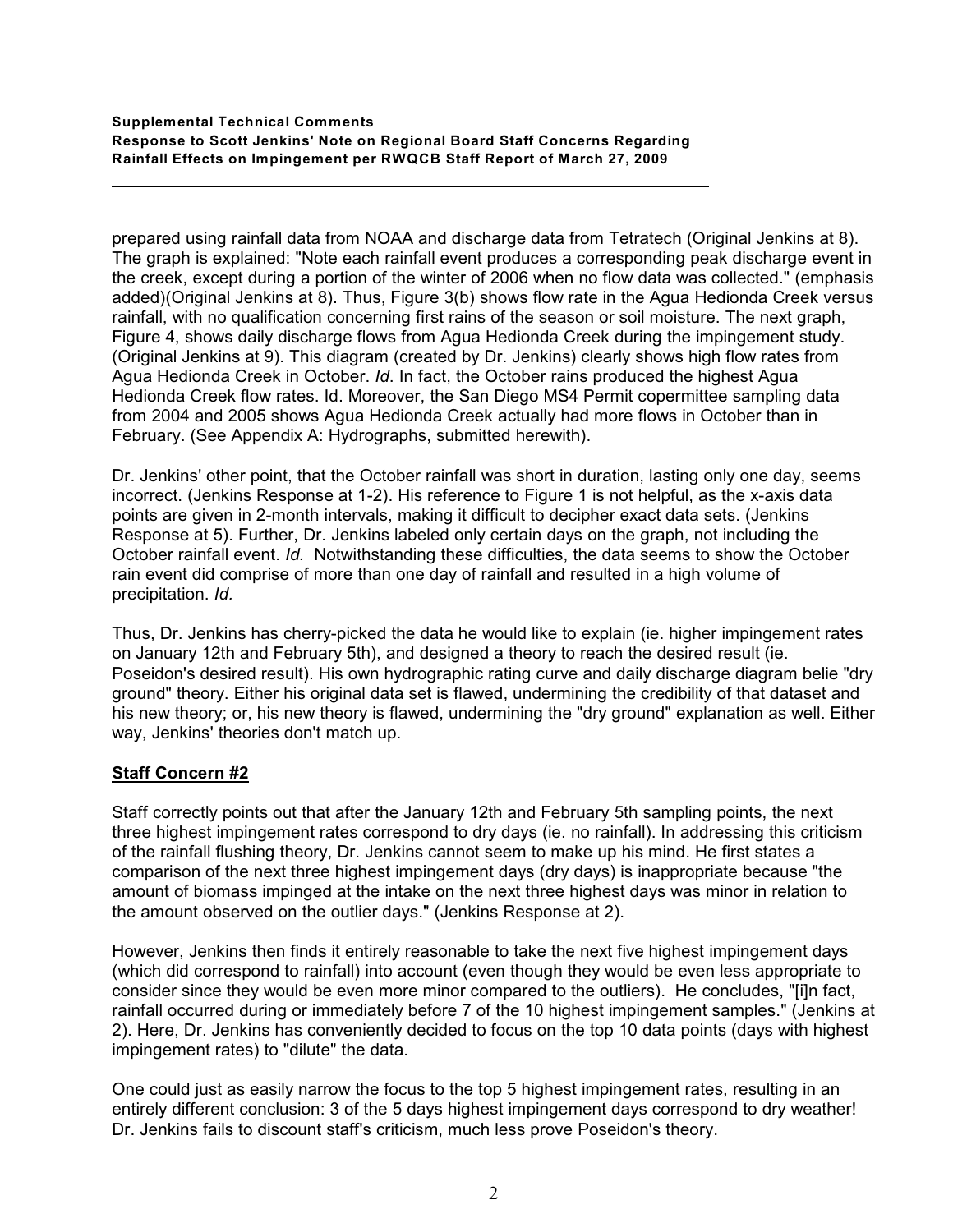prepared using rainfall data from NOAA and discharge data from Tetratech (Original Jenkins at 8). The graph is explained: "Note each rainfall event produces a corresponding peak discharge event in the creek, except during a portion of the winter of 2006 when no flow data was collected." (emphasis added)(Original Jenkins at 8). Thus, Figure 3(b) shows flow rate in the Agua Hedionda Creek versus rainfall, with no qualification concerning first rains of the season or soil moisture. The next graph, Figure 4, shows daily discharge flows from Agua Hedionda Creek during the impingement study. (Original Jenkins at 9). This diagram (created by Dr. Jenkins) clearly shows high flow rates from Agua Hedionda Creek in October. *Id.* In fact, the October rains produced the highest Agua Hedionda Creek flow rates. Id. Moreover, the San Diego MS4 Permit copermittee sampling data from 2004 and 2005 shows Agua Hedionda Creek actually had more flows in October than in February. (See Appendix A: Hydrographs, submitted herewith).

Dr. Jenkins' other point, that the October rainfall was short in duration, lasting only one day, seems incorrect. (Jenkins Response at 1-2). His reference to Figure 1 is not helpful, as the x-axis data points are given in 2-month intervals, making it difficult to decipher exact data sets. (Jenkins Response at 5). Further, Dr. Jenkins labeled only certain days on the graph, not including the October rainfall event. *Id.* Notwithstanding these difficulties, the data seems to show the October rain event did comprise of more than one day of rainfall and resulted in a high volume of precipitation. *Id.*

Thus, Dr. Jenkins has cherry-picked the data he would like to explain (ie. higher impingement rates on January 12th and February 5th), and designed a theory to reach the desired result (ie. Poseidon's desired result). His own hydrographic rating curve and daily discharge diagram belie "dry ground" theory. Either his original data set is flawed, undermining the credibility of that dataset and his new theory; or, his new theory is flawed, undermining the "dry ground" explanation as well. Either way, Jenkins' theories don't match up.

## Staff Concern #2

Staff correctly points out that after the January 12th and February 5th sampling points, the next three highest impingement rates correspond to dry days (ie. no rainfall). In addressing this criticism of the rainfall flushing theory, Dr. Jenkins cannot seem to make up his mind. He first states a comparison of the next three highest impingement days (dry days) is inappropriate because "the amount of biomass impinged at the intake on the next three highest days was minor in relation to the amount observed on the outlier days." (Jenkins Response at 2).

However, Jenkins then finds it entirely reasonable to take the next five highest impingement days (which did correspond to rainfall) into account (even though they would be even less appropriate to consider since they would be even more minor compared to the outliers). He concludes, "[i]n fact, rainfall occurred during or immediately before 7 of the 10 highest impingement samples." (Jenkins at 2). Here, Dr. Jenkins has conveniently decided to focus on the top 10 data points (days with highest impingement rates) to "dilute" the data.

One could just as easily narrow the focus to the top 5 highest impingement rates, resulting in an entirely different conclusion: 3 of the 5 days highest impingement days correspond to dry weather! Dr. Jenkins fails to discount staff's criticism, much less prove Poseidon's theory.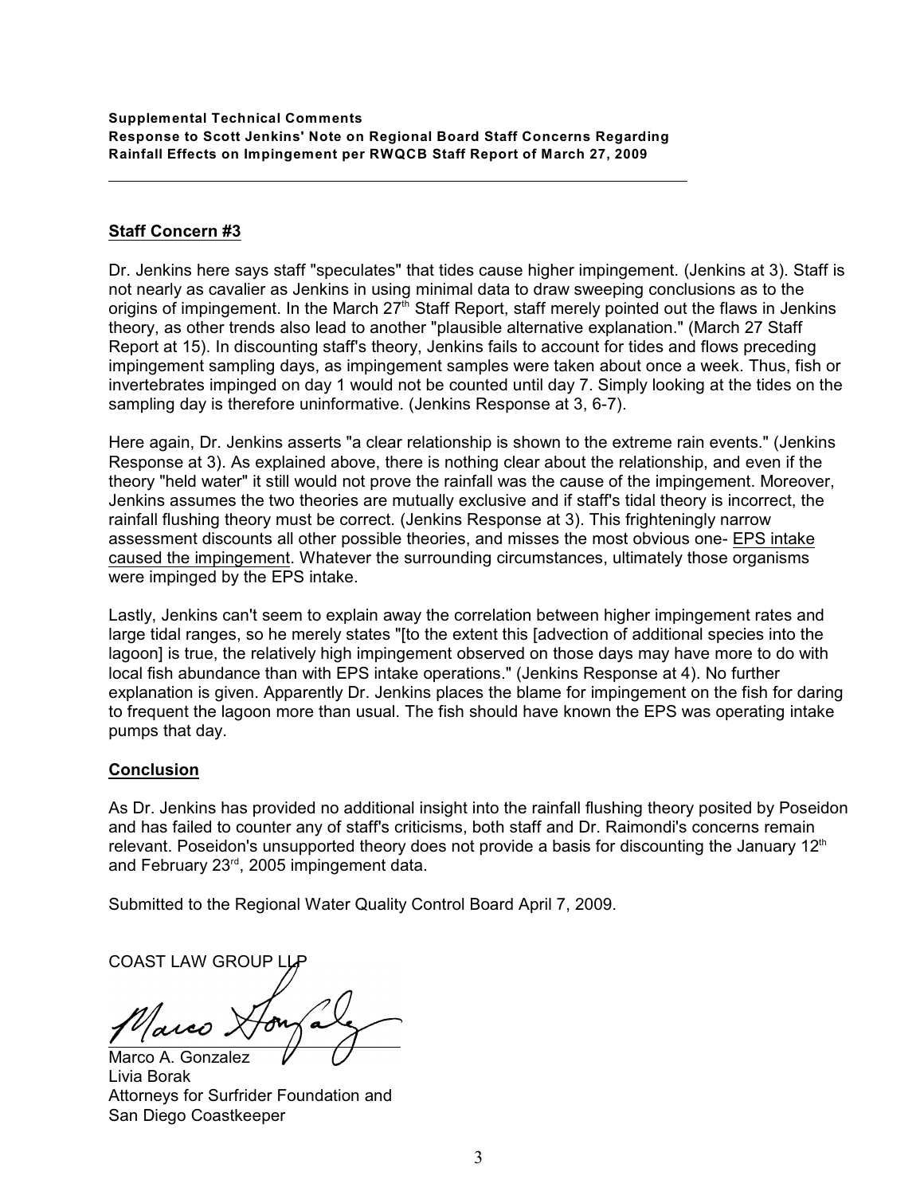**Supplemental Technical Comments**
**Response to Scott Jenkins' Note on Regional Board Staff Concerns Regarding Rainfall Effects on Impingement per RWQCB Staff Report of March 27, 2009**

---

**Staff Concern #3**

Dr. Jenkins here says staff "speculates" that tides cause higher impingement. (Jenkins at 3). Staff is not nearly as cavalier as Jenkins in using minimal data to draw sweeping conclusions as to the origins of impingement. In the March 27th Staff Report, staff merely pointed out the flaws in Jenkins theory, as other trends also lead to another "plausible alternative explanation." (March 27 Staff Report at 15). In discounting staff's theory, Jenkins fails to account for tides and flows preceding impingement sampling days, as impingement samples were taken about once a week. Thus, fish or invertebrates impinged on day 1 would not be counted until day 7. Simply looking at the tides on the sampling day is therefore uninformative. (Jenkins Response at 3, 6-7).

Here again, Dr. Jenkins asserts "a clear relationship is shown to the extreme rain events." (Jenkins Response at 3). As explained above, there is nothing clear about the relationship, and even if the theory "held water" it still would not prove the rainfall was the cause of the impingement. Moreover, Jenkins assumes the two theories are mutually exclusive and if staff's tidal theory is incorrect, the rainfall flushing theory must be correct. (Jenkins Response at 3). This frighteningly narrow assessment discounts all other possible theories, and misses the most obvious one- <u>EPS intake caused the impingement</u>. Whatever the surrounding circumstances, ultimately those organisms were impinged by the EPS intake.

Lastly, Jenkins can't seem to explain away the correlation between higher impingement rates and large tidal ranges, so he merely states "[to the extent this [advection of additional species into the lagoon] is true, the relatively high impingement observed on those days may have more to do with local fish abundance than with EPS intake operations." (Jenkins Response at 4). No further explanation is given. Apparently Dr. Jenkins places the blame for impingement on the fish for daring to frequent the lagoon more than usual. The fish should have known the EPS was operating intake pumps that day.

**Conclusion**

As Dr. Jenkins has provided no additional insight into the rainfall flushing theory posited by Poseidon and has failed to counter any of staff's criticisms, both staff and Dr. Raimondi's concerns remain relevant. Poseidon's unsupported theory does not provide a basis for discounting the January 12th and February 23rd, 2005 impingement data.

Submitted to the Regional Water Quality Control Board April 7, 2009.

COAST LAW GROUP LLP

Marco A. Gonzalez
Livia Borak
Attorneys for Surfrider Foundation and
San Diego Coastkeeper